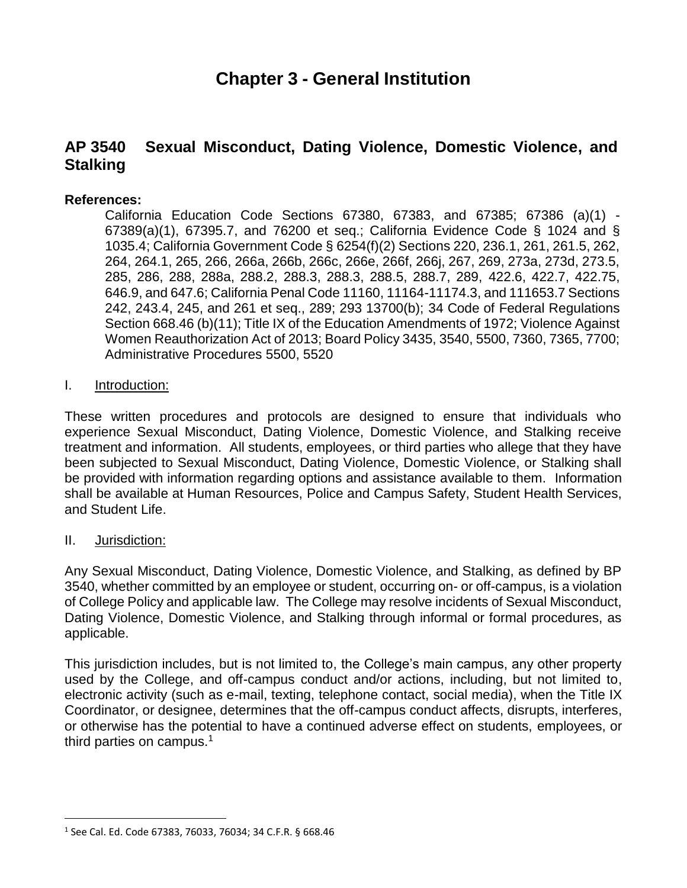# Chapter 3 - General Institution

## AP 3540 Sexual Misconduct, Dating Violence, Domestic Violence, and Stalking

**References:**

California Education Code Sections 67380, 67383, and 67385; 67386 (a)(1) - 67389(a)(1), 67395.7, and 76200 et seq.; California Evidence Code § 1024 and § 1035.4; California Government Code § 6254(f)(2) Sections 220, 236.1, 261, 261.5, 262, 264, 264.1, 265, 266, 266a, 266b, 266c, 266e, 266f, 266j, 267, 269, 273a, 273d, 273.5, 285, 286, 288, 288a, 288.2, 288.3, 288.3, 288.5, 288.7, 289, 422.6, 422.7, 422.75, 646.9, and 647.6; California Penal Code 11160, 11164-11174.3, and 111653.7 Sections 242, 243.4, 245, and 261 et seq., 289; 293 13700(b); 34 Code of Federal Regulations Section 668.46 (b)(11); Title IX of the Education Amendments of 1972; Violence Against Women Reauthorization Act of 2013; Board Policy 3435, 3540, 5500, 7360, 7365, 7700; Administrative Procedures 5500, 5520

I. Introduction:

These written procedures and protocols are designed to ensure that individuals who experience Sexual Misconduct, Dating Violence, Domestic Violence, and Stalking receive treatment and information. All students, employees, or third parties who allege that they have been subjected to Sexual Misconduct, Dating Violence, Domestic Violence, or Stalking shall be provided with information regarding options and assistance available to them. Information shall be available at Human Resources, Police and Campus Safety, Student Health Services, and Student Life.

II. Jurisdiction:

Any Sexual Misconduct, Dating Violence, Domestic Violence, and Stalking, as defined by BP 3540, whether committed by an employee or student, occurring on- or off-campus, is a violation of College Policy and applicable law. The College may resolve incidents of Sexual Misconduct, Dating Violence, Domestic Violence, and Stalking through informal or formal procedures, as applicable.

This jurisdiction includes, but is not limited to, the College's main campus, any other property used by the College, and off-campus conduct and/or actions, including, but not limited to, electronic activity (such as e-mail, texting, telephone contact, social media), when the Title IX Coordinator, or designee, determines that the off-campus conduct affects, disrupts, interferes, or otherwise has the potential to have a continued adverse effect on students, employees, or third parties on campus.[1]

[1] See Cal. Ed. Code 67383, 76033, 76034; 34 C.F.R. § 668.46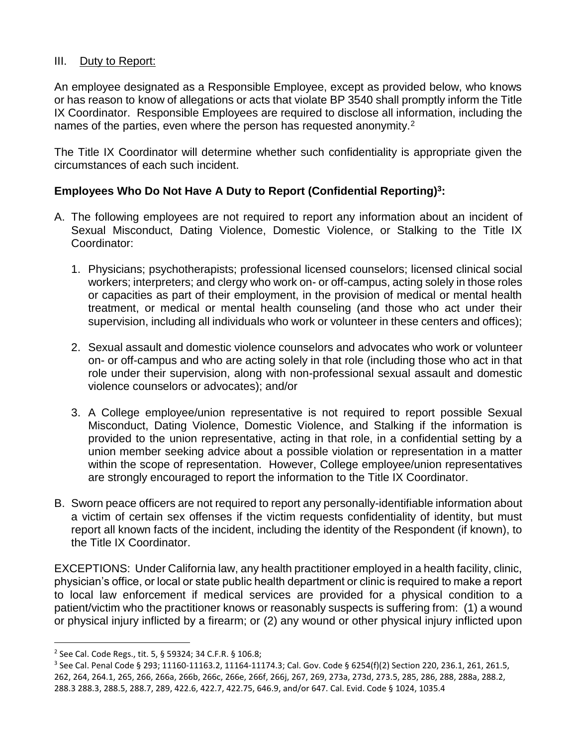III. Duty to Report:

An employee designated as a Responsible Employee, except as provided below, who knows or has reason to know of allegations or acts that violate BP 3540 shall promptly inform the Title IX Coordinator. Responsible Employees are required to disclose all information, including the names of the parties, even where the person has requested anonymity.[2]

The Title IX Coordinator will determine whether such confidentiality is appropriate given the circumstances of each such incident.

**Employees Who Do Not Have A Duty to Report (Confidential Reporting)[3]:**

A. The following employees are not required to report any information about an incident of Sexual Misconduct, Dating Violence, Domestic Violence, or Stalking to the Title IX Coordinator:

   1. Physicians; psychotherapists; professional licensed counselors; licensed clinical social workers; interpreters; and clergy who work on- or off-campus, acting solely in those roles or capacities as part of their employment, in the provision of medical or mental health treatment, or medical or mental health counseling (and those who act under their supervision, including all individuals who work or volunteer in these centers and offices);

   2. Sexual assault and domestic violence counselors and advocates who work or volunteer on- or off-campus and who are acting solely in that role (including those who act in that role under their supervision, along with non-professional sexual assault and domestic violence counselors or advocates); and/or

   3. A College employee/union representative is not required to report possible Sexual Misconduct, Dating Violence, Domestic Violence, and Stalking if the information is provided to the union representative, acting in that role, in a confidential setting by a union member seeking advice about a possible violation or representation in a matter within the scope of representation. However, College employee/union representatives are strongly encouraged to report the information to the Title IX Coordinator.

B. Sworn peace officers are not required to report any personally-identifiable information about a victim of certain sex offenses if the victim requests confidentiality of identity, but must report all known facts of the incident, including the identity of the Respondent (if known), to the Title IX Coordinator.

EXCEPTIONS: Under California law, any health practitioner employed in a health facility, clinic, physician's office, or local or state public health department or clinic is required to make a report to local law enforcement if medical services are provided for a physical condition to a patient/victim who the practitioner knows or reasonably suspects is suffering from: (1) a wound or physical injury inflicted by a firearm; or (2) any wound or other physical injury inflicted upon

---

[2] See Cal. Code Regs., tit. 5, § 59324; 34 C.F.R. § 106.8;

[3] See Cal. Penal Code § 293; 11160-11163.2, 11164-11174.3; Cal. Gov. Code § 6254(f)(2) Section 220, 236.1, 261, 261.5, 262, 264, 264.1, 265, 266, 266a, 266b, 266c, 266e, 266f, 266j, 267, 269, 273a, 273d, 273.5, 285, 286, 288, 288a, 288.2, 288.3 288.3, 288.5, 288.7, 289, 422.6, 422.7, 422.75, 646.9, and/or 647. Cal. Evid. Code § 1024, 1035.4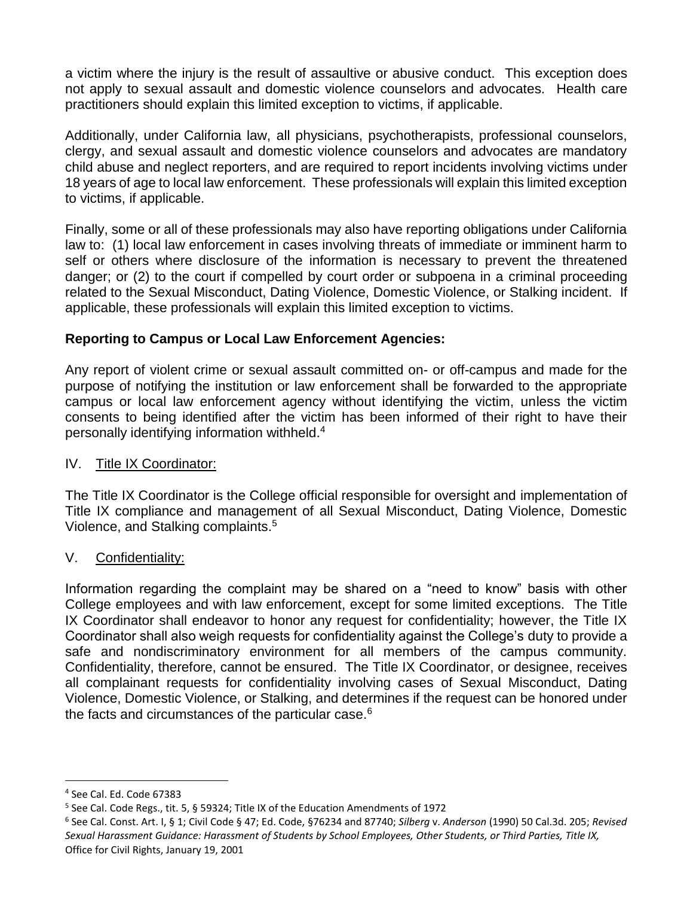a victim where the injury is the result of assaultive or abusive conduct. This exception does not apply to sexual assault and domestic violence counselors and advocates. Health care practitioners should explain this limited exception to victims, if applicable.

Additionally, under California law, all physicians, psychotherapists, professional counselors, clergy, and sexual assault and domestic violence counselors and advocates are mandatory child abuse and neglect reporters, and are required to report incidents involving victims under 18 years of age to local law enforcement. These professionals will explain this limited exception to victims, if applicable.

Finally, some or all of these professionals may also have reporting obligations under California law to: (1) local law enforcement in cases involving threats of immediate or imminent harm to self or others where disclosure of the information is necessary to prevent the threatened danger; or (2) to the court if compelled by court order or subpoena in a criminal proceeding related to the Sexual Misconduct, Dating Violence, Domestic Violence, or Stalking incident. If applicable, these professionals will explain this limited exception to victims.

**Reporting to Campus or Local Law Enforcement Agencies:**

Any report of violent crime or sexual assault committed on- or off-campus and made for the purpose of notifying the institution or law enforcement shall be forwarded to the appropriate campus or local law enforcement agency without identifying the victim, unless the victim consents to being identified after the victim has been informed of their right to have their personally identifying information withheld.[4]

IV. Title IX Coordinator:

The Title IX Coordinator is the College official responsible for oversight and implementation of Title IX compliance and management of all Sexual Misconduct, Dating Violence, Domestic Violence, and Stalking complaints.[5]

V. Confidentiality:

Information regarding the complaint may be shared on a "need to know" basis with other College employees and with law enforcement, except for some limited exceptions. The Title IX Coordinator shall endeavor to honor any request for confidentiality; however, the Title IX Coordinator shall also weigh requests for confidentiality against the College's duty to provide a safe and nondiscriminatory environment for all members of the campus community. Confidentiality, therefore, cannot be ensured. The Title IX Coordinator, or designee, receives all complainant requests for confidentiality involving cases of Sexual Misconduct, Dating Violence, Domestic Violence, or Stalking, and determines if the request can be honored under the facts and circumstances of the particular case.[6]

---

[4] See Cal. Ed. Code 67383

[5] See Cal. Code Regs., tit. 5, § 59324; Title IX of the Education Amendments of 1972

[6] See Cal. Const. Art. I, § 1; Civil Code § 47; Ed. Code, §76234 and 87740; *Silberg* v. *Anderson* (1990) 50 Cal.3d. 205; *Revised Sexual Harassment Guidance: Harassment of Students by School Employees, Other Students, or Third Parties, Title IX,* Office for Civil Rights, January 19, 2001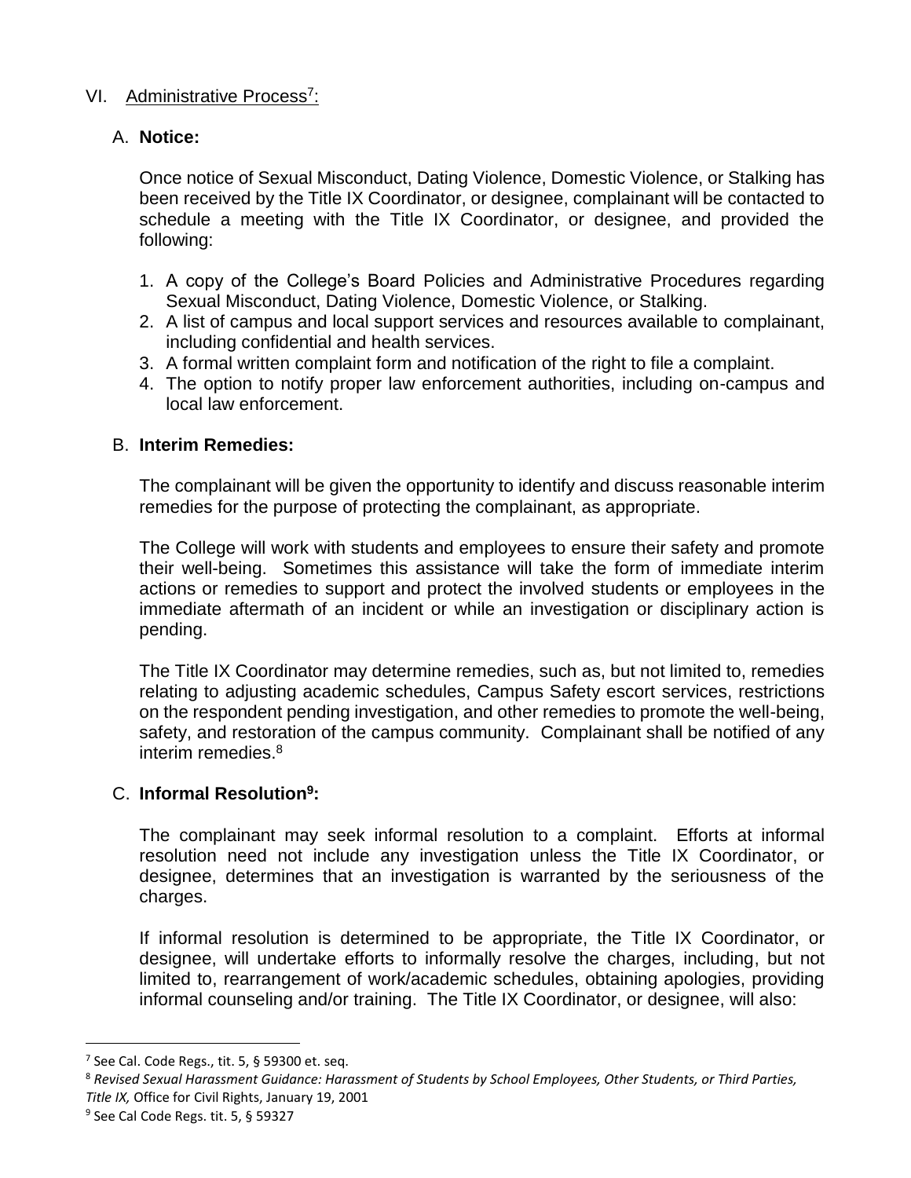## VI. Administrative Process[7]:

### A. **Notice:**

Once notice of Sexual Misconduct, Dating Violence, Domestic Violence, or Stalking has been received by the Title IX Coordinator, or designee, complainant will be contacted to schedule a meeting with the Title IX Coordinator, or designee, and provided the following:

1. A copy of the College's Board Policies and Administrative Procedures regarding Sexual Misconduct, Dating Violence, Domestic Violence, or Stalking.
2. A list of campus and local support services and resources available to complainant, including confidential and health services.
3. A formal written complaint form and notification of the right to file a complaint.
4. The option to notify proper law enforcement authorities, including on-campus and local law enforcement.

### B. **Interim Remedies:**

The complainant will be given the opportunity to identify and discuss reasonable interim remedies for the purpose of protecting the complainant, as appropriate.

The College will work with students and employees to ensure their safety and promote their well-being. Sometimes this assistance will take the form of immediate interim actions or remedies to support and protect the involved students or employees in the immediate aftermath of an incident or while an investigation or disciplinary action is pending.

The Title IX Coordinator may determine remedies, such as, but not limited to, remedies relating to adjusting academic schedules, Campus Safety escort services, restrictions on the respondent pending investigation, and other remedies to promote the well-being, safety, and restoration of the campus community. Complainant shall be notified of any interim remedies.[8]

### C. **Informal Resolution[9]:**

The complainant may seek informal resolution to a complaint. Efforts at informal resolution need not include any investigation unless the Title IX Coordinator, or designee, determines that an investigation is warranted by the seriousness of the charges.

If informal resolution is determined to be appropriate, the Title IX Coordinator, or designee, will undertake efforts to informally resolve the charges, including, but not limited to, rearrangement of work/academic schedules, obtaining apologies, providing informal counseling and/or training. The Title IX Coordinator, or designee, will also:

---

[7] See Cal. Code Regs., tit. 5, § 59300 et. seq.

[8] *Revised Sexual Harassment Guidance: Harassment of Students by School Employees, Other Students, or Third Parties, Title IX,* Office for Civil Rights, January 19, 2001

[9] See Cal Code Regs. tit. 5, § 59327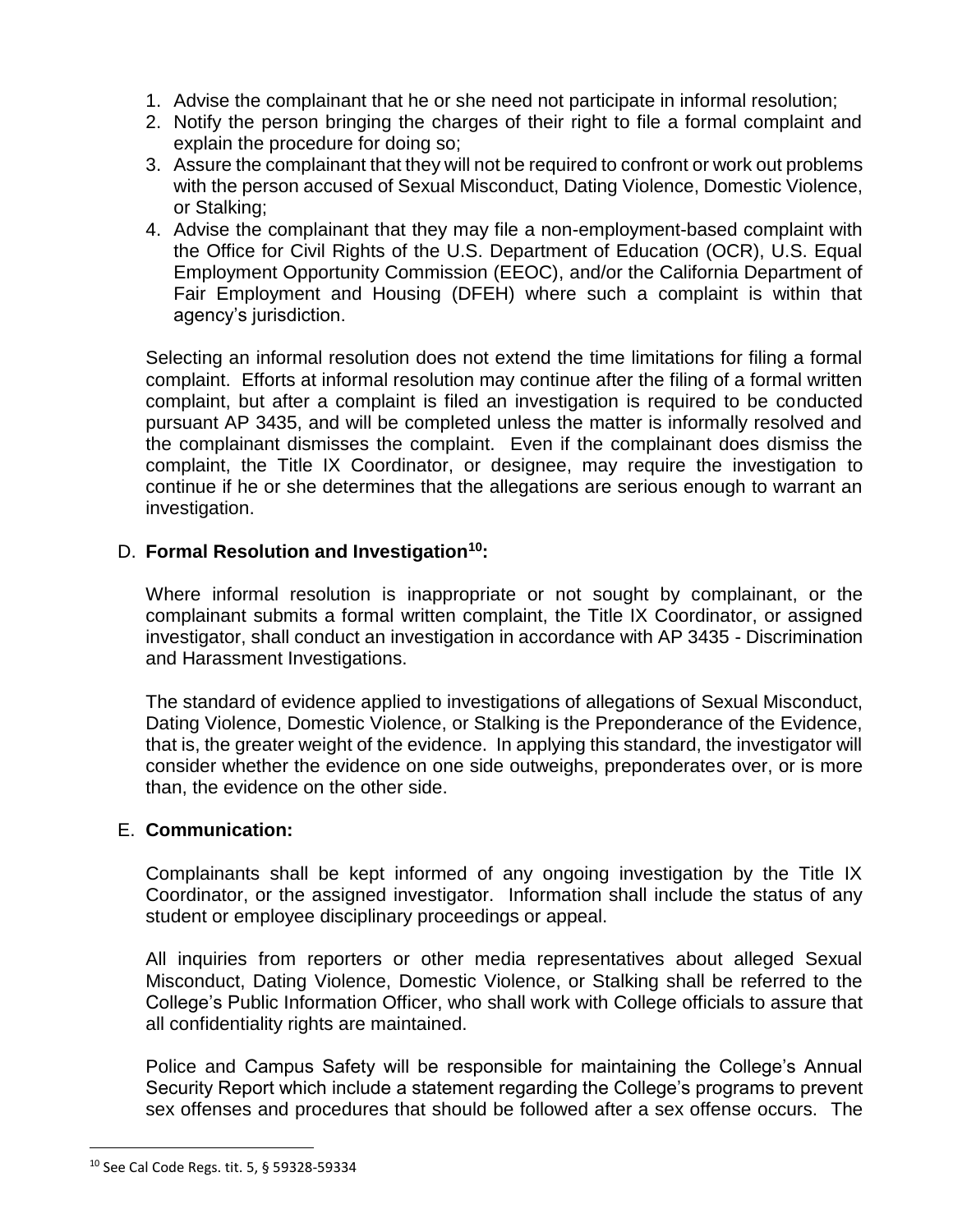1. Advise the complainant that he or she need not participate in informal resolution;
2. Notify the person bringing the charges of their right to file a formal complaint and explain the procedure for doing so;
3. Assure the complainant that they will not be required to confront or work out problems with the person accused of Sexual Misconduct, Dating Violence, Domestic Violence, or Stalking;
4. Advise the complainant that they may file a non-employment-based complaint with the Office for Civil Rights of the U.S. Department of Education (OCR), U.S. Equal Employment Opportunity Commission (EEOC), and/or the California Department of Fair Employment and Housing (DFEH) where such a complaint is within that agency's jurisdiction.

Selecting an informal resolution does not extend the time limitations for filing a formal complaint. Efforts at informal resolution may continue after the filing of a formal written complaint, but after a complaint is filed an investigation is required to be conducted pursuant AP 3435, and will be completed unless the matter is informally resolved and the complainant dismisses the complaint. Even if the complainant does dismiss the complaint, the Title IX Coordinator, or designee, may require the investigation to continue if he or she determines that the allegations are serious enough to warrant an investigation.

D. **Formal Resolution and Investigation[10]:**

Where informal resolution is inappropriate or not sought by complainant, or the complainant submits a formal written complaint, the Title IX Coordinator, or assigned investigator, shall conduct an investigation in accordance with AP 3435 - Discrimination and Harassment Investigations.

The standard of evidence applied to investigations of allegations of Sexual Misconduct, Dating Violence, Domestic Violence, or Stalking is the Preponderance of the Evidence, that is, the greater weight of the evidence. In applying this standard, the investigator will consider whether the evidence on one side outweighs, preponderates over, or is more than, the evidence on the other side.

E. **Communication:**

Complainants shall be kept informed of any ongoing investigation by the Title IX Coordinator, or the assigned investigator. Information shall include the status of any student or employee disciplinary proceedings or appeal.

All inquiries from reporters or other media representatives about alleged Sexual Misconduct, Dating Violence, Domestic Violence, or Stalking shall be referred to the College's Public Information Officer, who shall work with College officials to assure that all confidentiality rights are maintained.

Police and Campus Safety will be responsible for maintaining the College's Annual Security Report which include a statement regarding the College's programs to prevent sex offenses and procedures that should be followed after a sex offense occurs. The

[10] See Cal Code Regs. tit. 5, § 59328-59334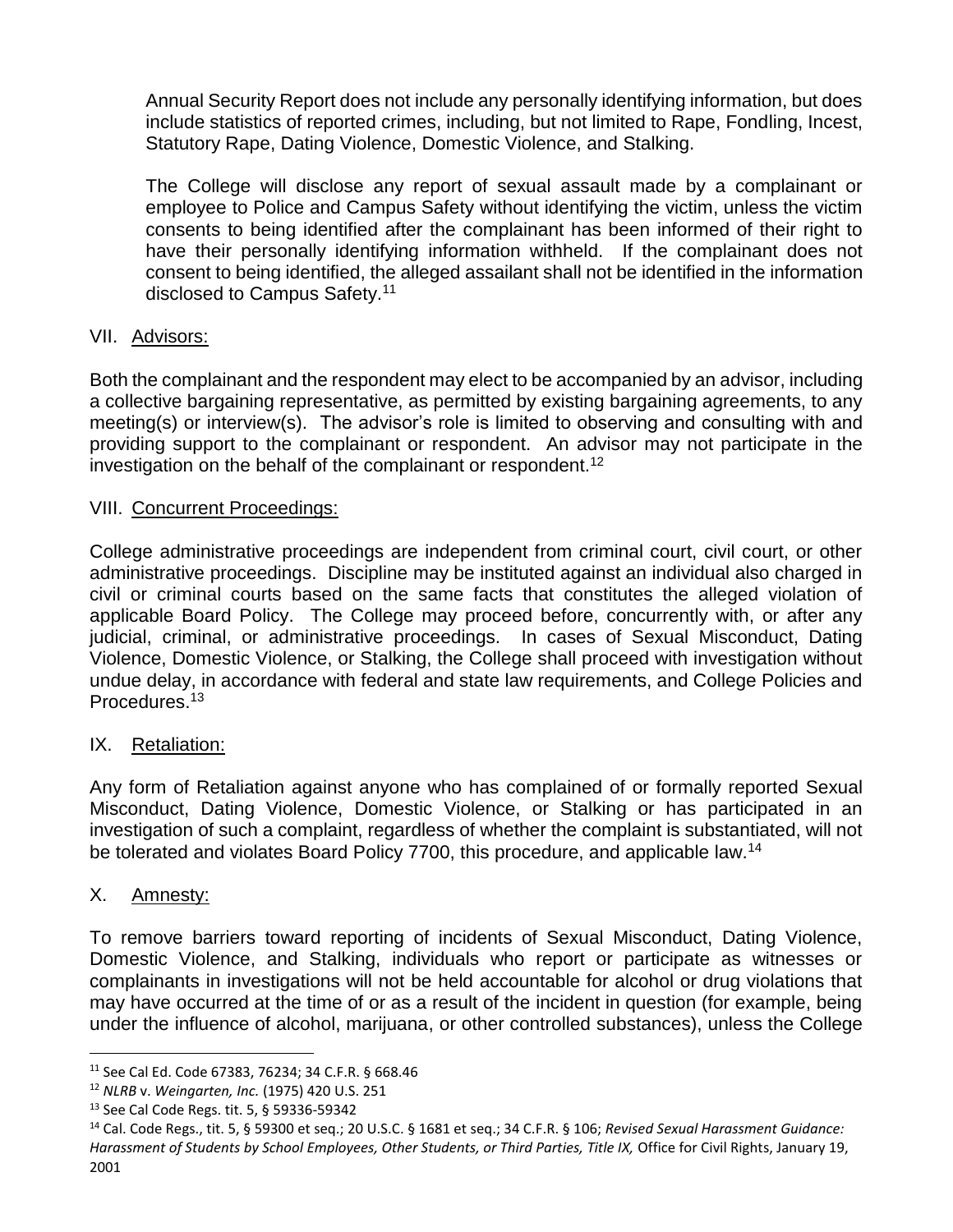Annual Security Report does not include any personally identifying information, but does include statistics of reported crimes, including, but not limited to Rape, Fondling, Incest, Statutory Rape, Dating Violence, Domestic Violence, and Stalking.

The College will disclose any report of sexual assault made by a complainant or employee to Police and Campus Safety without identifying the victim, unless the victim consents to being identified after the complainant has been informed of their right to have their personally identifying information withheld. If the complainant does not consent to being identified, the alleged assailant shall not be identified in the information disclosed to Campus Safety.[11]

## VII. Advisors:

Both the complainant and the respondent may elect to be accompanied by an advisor, including a collective bargaining representative, as permitted by existing bargaining agreements, to any meeting(s) or interview(s). The advisor's role is limited to observing and consulting with and providing support to the complainant or respondent. An advisor may not participate in the investigation on the behalf of the complainant or respondent.[12]

## VIII. Concurrent Proceedings:

College administrative proceedings are independent from criminal court, civil court, or other administrative proceedings. Discipline may be instituted against an individual also charged in civil or criminal courts based on the same facts that constitutes the alleged violation of applicable Board Policy. The College may proceed before, concurrently with, or after any judicial, criminal, or administrative proceedings. In cases of Sexual Misconduct, Dating Violence, Domestic Violence, or Stalking, the College shall proceed with investigation without undue delay, in accordance with federal and state law requirements, and College Policies and Procedures.[13]

## IX. Retaliation:

Any form of Retaliation against anyone who has complained of or formally reported Sexual Misconduct, Dating Violence, Domestic Violence, or Stalking or has participated in an investigation of such a complaint, regardless of whether the complaint is substantiated, will not be tolerated and violates Board Policy 7700, this procedure, and applicable law.[14]

## X. Amnesty:

To remove barriers toward reporting of incidents of Sexual Misconduct, Dating Violence, Domestic Violence, and Stalking, individuals who report or participate as witnesses or complainants in investigations will not be held accountable for alcohol or drug violations that may have occurred at the time of or as a result of the incident in question (for example, being under the influence of alcohol, marijuana, or other controlled substances), unless the College

---

[11] See Cal Ed. Code 67383, 76234; 34 C.F.R. § 668.46

[12] *NLRB* v. *Weingarten, Inc.* (1975) 420 U.S. 251

[13] See Cal Code Regs. tit. 5, § 59336-59342

[14] Cal. Code Regs., tit. 5, § 59300 et seq.; 20 U.S.C. § 1681 et seq.; 34 C.F.R. § 106; *Revised Sexual Harassment Guidance: Harassment of Students by School Employees, Other Students, or Third Parties, Title IX,* Office for Civil Rights, January 19, 2001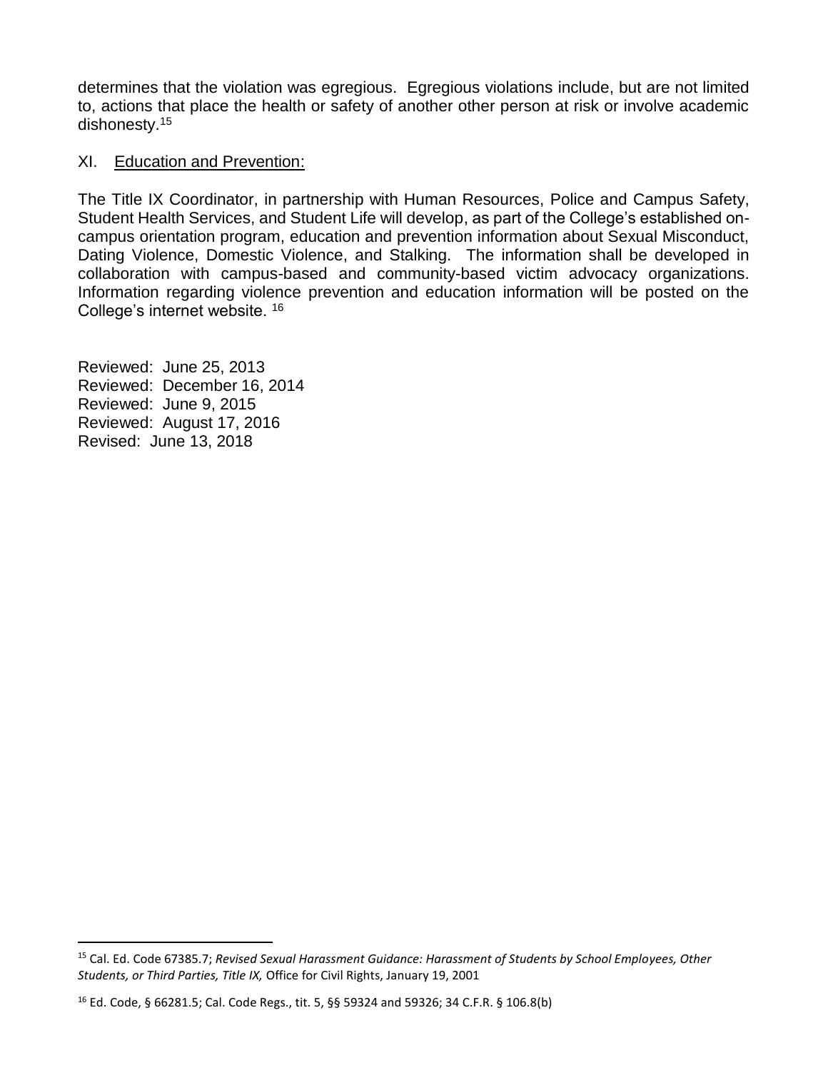determines that the violation was egregious. Egregious violations include, but are not limited to, actions that place the health or safety of another other person at risk or involve academic dishonesty.[15]

## XI. Education and Prevention:

The Title IX Coordinator, in partnership with Human Resources, Police and Campus Safety, Student Health Services, and Student Life will develop, as part of the College's established on-campus orientation program, education and prevention information about Sexual Misconduct, Dating Violence, Domestic Violence, and Stalking. The information shall be developed in collaboration with campus-based and community-based victim advocacy organizations. Information regarding violence prevention and education information will be posted on the College's internet website. [16]

Reviewed: June 25, 2013
Reviewed: December 16, 2014
Reviewed: June 9, 2015
Reviewed: August 17, 2016
Revised: June 13, 2018

---

[15] Cal. Ed. Code 67385.7; *Revised Sexual Harassment Guidance: Harassment of Students by School Employees, Other Students, or Third Parties, Title IX,* Office for Civil Rights, January 19, 2001

[16] Ed. Code, § 66281.5; Cal. Code Regs., tit. 5, §§ 59324 and 59326; 34 C.F.R. § 106.8(b)